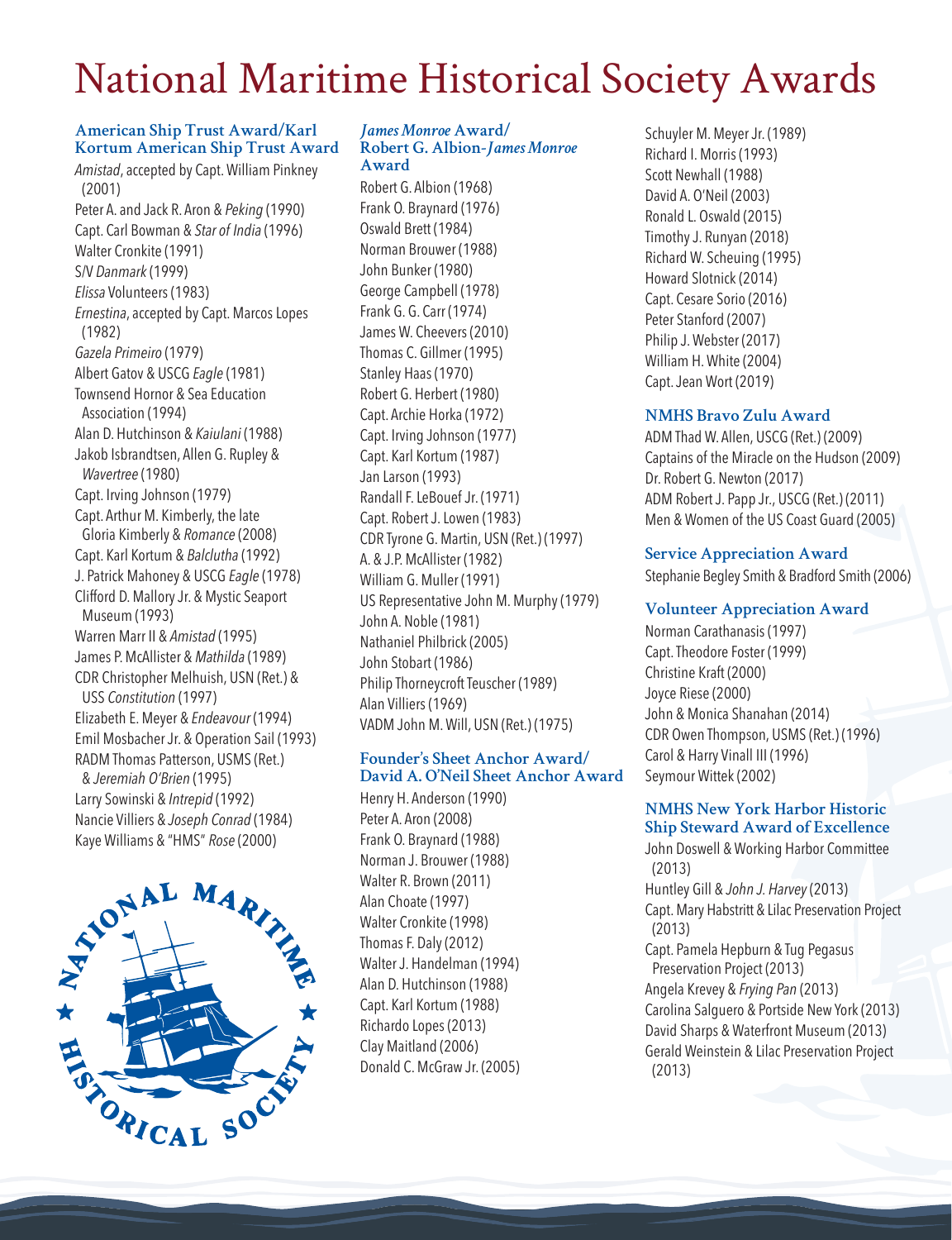# National Maritime Historical Society Awards

### American Ship Trust Award/Karl Kortum American Ship Trust Award

*Amistad*, accepted by Capt. William Pinkney (2001)
Peter A. and Jack R. Aron & *Peking* (1990)
Capt. Carl Bowman & *Star of India* (1996)
Walter Cronkite (1991)
*S/V Danmark* (1999)
*Elissa* Volunteers (1983)
*Ernestina*, accepted by Capt. Marcos Lopes (1982)
*Gazela Primeiro* (1979)
Albert Gatov & USCG *Eagle* (1981)
Townsend Hornor & Sea Education Association (1994)
Alan D. Hutchinson & *Kaiulani* (1988)
Jakob Isbrandtsen, Allen G. Rupley & *Wavertree* (1980)
Capt. Irving Johnson (1979)
Capt. Arthur M. Kimberly, the late Gloria Kimberly & *Romance* (2008)
Capt. Karl Kortum & *Balclutha* (1992)
J. Patrick Mahoney & USCG *Eagle* (1978)
Clifford D. Mallory Jr. & Mystic Seaport Museum (1993)
Warren Marr II & *Amistad* (1995)
James P. McAllister & *Mathilda* (1989)
CDR Christopher Melhuish, USN (Ret.) & USS *Constitution* (1997)
Elizabeth E. Meyer & *Endeavour* (1994)
Emil Mosbacher Jr. & Operation Sail (1993)
RADM Thomas Patterson, USMS (Ret.) & *Jeremiah O'Brien* (1995)
Larry Sowinski & *Intrepid* (1992)
Nancie Villiers & *Joseph Conrad* (1984)
Kaye Williams & "HMS" *Rose* (2000)

### *James Monroe* Award/ Robert G. Albion-*James Monroe* Award

Robert G. Albion (1968)
Frank O. Braynard (1976)
Oswald Brett (1984)
Norman Brouwer (1988)
John Bunker (1980)
George Campbell (1978)
Frank G. G. Carr (1974)
James W. Cheevers (2010)
Thomas C. Gillmer (1995)
Stanley Haas (1970)
Robert G. Herbert (1980)
Capt. Archie Horka (1972)
Capt. Irving Johnson (1977)
Capt. Karl Kortum (1987)
Jan Larson (1993)
Randall F. LeBouef Jr. (1971)
Capt. Robert J. Lowen (1983)
CDR Tyrone G. Martin, USN (Ret.) (1997)
A. & J.P. McAllister (1982)
William G. Muller (1991)
US Representative John M. Murphy (1979)
John A. Noble (1981)
Nathaniel Philbrick (2005)
John Stobart (1986)
Philip Thorneycroft Teuscher (1989)
Alan Villiers (1969)
VADM John M. Will, USN (Ret.) (1975)

### Founder's Sheet Anchor Award/ David A. O'Neil Sheet Anchor Award

Henry H. Anderson (1990)
Peter A. Aron (2008)
Frank O. Braynard (1988)
Norman J. Brouwer (1988)
Walter R. Brown (2011)
Alan Choate (1997)
Walter Cronkite (1998)
Thomas F. Daly (2012)
Walter J. Handelman (1994)
Alan D. Hutchinson (1988)
Capt. Karl Kortum (1988)
Richardo Lopes (2013)
Clay Maitland (2006)
Donald C. McGraw Jr. (2005)
Schuyler M. Meyer Jr. (1989)
Richard I. Morris (1993)
Scott Newhall (1988)
David A. O'Neil (2003)
Ronald L. Oswald (2015)
Timothy J. Runyan (2018)
Richard W. Scheuing (1995)
Howard Slotnick (2014)
Capt. Cesare Sorio (2016)
Peter Stanford (2007)
Philip J. Webster (2017)
William H. White (2004)
Capt. Jean Wort (2019)

### NMHS Bravo Zulu Award

ADM Thad W. Allen, USCG (Ret.) (2009)
Captains of the Miracle on the Hudson (2009)
Dr. Robert G. Newton (2017)
ADM Robert J. Papp Jr., USCG (Ret.) (2011)
Men & Women of the US Coast Guard (2005)

### Service Appreciation Award

Stephanie Begley Smith & Bradford Smith (2006)

### Volunteer Appreciation Award

Norman Carathanasis (1997)
Capt. Theodore Foster (1999)
Christine Kraft (2000)
Joyce Riese (2000)
John & Monica Shanahan (2014)
CDR Owen Thompson, USMS (Ret.) (1996)
Carol & Harry Vinall III (1996)
Seymour Wittek (2002)

### NMHS New York Harbor Historic Ship Steward Award of Excellence

John Doswell & Working Harbor Committee (2013)
Huntley Gill & *John J. Harvey* (2013)
Capt. Mary Habstritt & Lilac Preservation Project (2013)
Capt. Pamela Hepburn & Tug Pegasus Preservation Project (2013)
Angela Krevey & *Frying Pan* (2013)
Carolina Salguero & Portside New York (2013)
David Sharps & Waterfront Museum (2013)
Gerald Weinstein & Lilac Preservation Project (2013)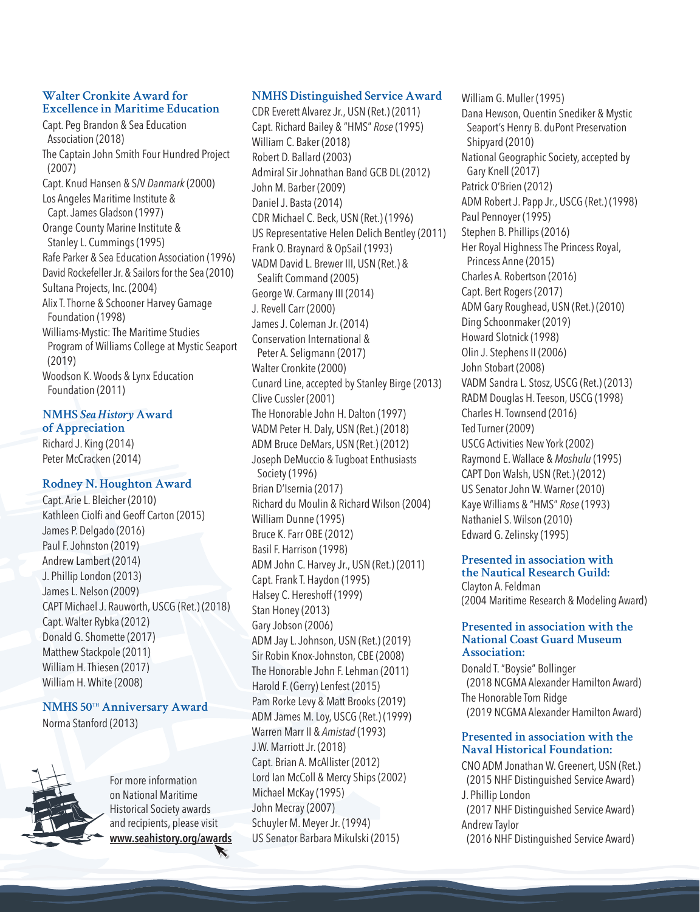### Walter Cronkite Award for Excellence in Maritime Education

Capt. Peg Brandon & Sea Education Association (2018)
The Captain John Smith Four Hundred Project (2007)
Capt. Knud Hansen & S/V *Danmark* (2000)
Los Angeles Maritime Institute & Capt. James Gladson (1997)
Orange County Marine Institute & Stanley L. Cummings (1995)
Rafe Parker & Sea Education Association (1996)
David Rockefeller Jr. & Sailors for the Sea (2010)
Sultana Projects, Inc. (2004)
Alix T. Thorne & Schooner Harvey Gamage Foundation (1998)
Williams-Mystic: The Maritime Studies Program of Williams College at Mystic Seaport (2019)
Woodson K. Woods & Lynx Education Foundation (2011)

### NMHS *Sea History* Award of Appreciation

Richard J. King (2014)
Peter McCracken (2014)

### Rodney N. Houghton Award

Capt. Arie L. Bleicher (2010)
Kathleen Ciolfi and Geoff Carton (2015)
James P. Delgado (2016)
Paul F. Johnston (2019)
Andrew Lambert (2014)
J. Phillip London (2013)
James L. Nelson (2009)
CAPT Michael J. Rauworth, USCG (Ret.) (2018)
Capt. Walter Rybka (2012)
Donald G. Shomette (2017)
Matthew Stackpole (2011)
William H. Thiesen (2017)
William H. White (2008)

### NMHS 50TH Anniversary Award

Norma Stanford (2013)

For more information on National Maritime Historical Society awards and recipients, please visit **www.seahistory.org/awards**

### NMHS Distinguished Service Award

CDR Everett Alvarez Jr., USN (Ret.) (2011)
Capt. Richard Bailey & "HMS" *Rose* (1995)
William C. Baker (2018)
Robert D. Ballard (2003)
Admiral Sir Johnathan Band GCB DL (2012)
John M. Barber (2009)
Daniel J. Basta (2014)
CDR Michael C. Beck, USN (Ret.) (1996)
US Representative Helen Delich Bentley (2011)
Frank O. Braynard & OpSail (1993)
VADM David L. Brewer III, USN (Ret.) & Sealift Command (2005)
George W. Carmany III (2014)
J. Revell Carr (2000)
James J. Coleman Jr. (2014)
Conservation International & Peter A. Seligmann (2017)
Walter Cronkite (2000)
Cunard Line, accepted by Stanley Birge (2013)
Clive Cussler (2001)
The Honorable John H. Dalton (1997)
VADM Peter H. Daly, USN (Ret.) (2018)
ADM Bruce DeMars, USN (Ret.) (2012)
Joseph DeMuccio & Tugboat Enthusiasts Society (1996)
Brian D'Isernia (2017)
Richard du Moulin & Richard Wilson (2004)
William Dunne (1995)
Bruce K. Farr OBE (2012)
Basil F. Harrison (1998)
ADM John C. Harvey Jr., USN (Ret.) (2011)
Capt. Frank T. Haydon (1995)
Halsey C. Hereshoff (1999)
Stan Honey (2013)
Gary Jobson (2006)
ADM Jay L. Johnson, USN (Ret.) (2019)
Sir Robin Knox-Johnston, CBE (2008)
The Honorable John F. Lehman (2011)
Harold F. (Gerry) Lenfest (2015)
Pam Rorke Levy & Matt Brooks (2019)
ADM James M. Loy, USCG (Ret.) (1999)
Warren Marr II & *Amistad* (1993)
J.W. Marriott Jr. (2018)
Capt. Brian A. McAllister (2012)
Lord Ian McColl & Mercy Ships (2002)
Michael McKay (1995)
John Mecray (2007)
Schuyler M. Meyer Jr. (1994)
US Senator Barbara Mikulski (2015)
William G. Muller (1995)
Dana Hewson, Quentin Snediker & Mystic Seaport's Henry B. duPont Preservation Shipyard (2010)
National Geographic Society, accepted by Gary Knell (2017)
Patrick O'Brien (2012)
ADM Robert J. Papp Jr., USCG (Ret.) (1998)
Paul Pennoyer (1995)
Stephen B. Phillips (2016)
Her Royal Highness The Princess Royal, Princess Anne (2015)
Charles A. Robertson (2016)
Capt. Bert Rogers (2017)
ADM Gary Roughead, USN (Ret.) (2010)
Ding Schoonmaker (2019)
Howard Slotnick (1998)
Olin J. Stephens II (2006)
John Stobart (2008)
VADM Sandra L. Stosz, USCG (Ret.) (2013)
RADM Douglas H. Teeson, USCG (1998)
Charles H. Townsend (2016)
Ted Turner (2009)
USCG Activities New York (2002)
Raymond E. Wallace & *Moshulu* (1995)
CAPT Don Walsh, USN (Ret.) (2012)
US Senator John W. Warner (2010)
Kaye Williams & "HMS" *Rose* (1993)
Nathaniel S. Wilson (2010)
Edward G. Zelinsky (1995)

### Presented in association with the Nautical Research Guild:

Clayton A. Feldman
(2004 Maritime Research & Modeling Award)

### Presented in association with the National Coast Guard Museum Association:

Donald T. "Boysie" Bollinger
(2018 NCGMA Alexander Hamilton Award)
The Honorable Tom Ridge
(2019 NCGMA Alexander Hamilton Award)

### Presented in association with the Naval Historical Foundation:

CNO ADM Jonathan W. Greenert, USN (Ret.)
(2015 NHF Distinguished Service Award)
J. Phillip London
(2017 NHF Distinguished Service Award)
Andrew Taylor
(2016 NHF Distinguished Service Award)